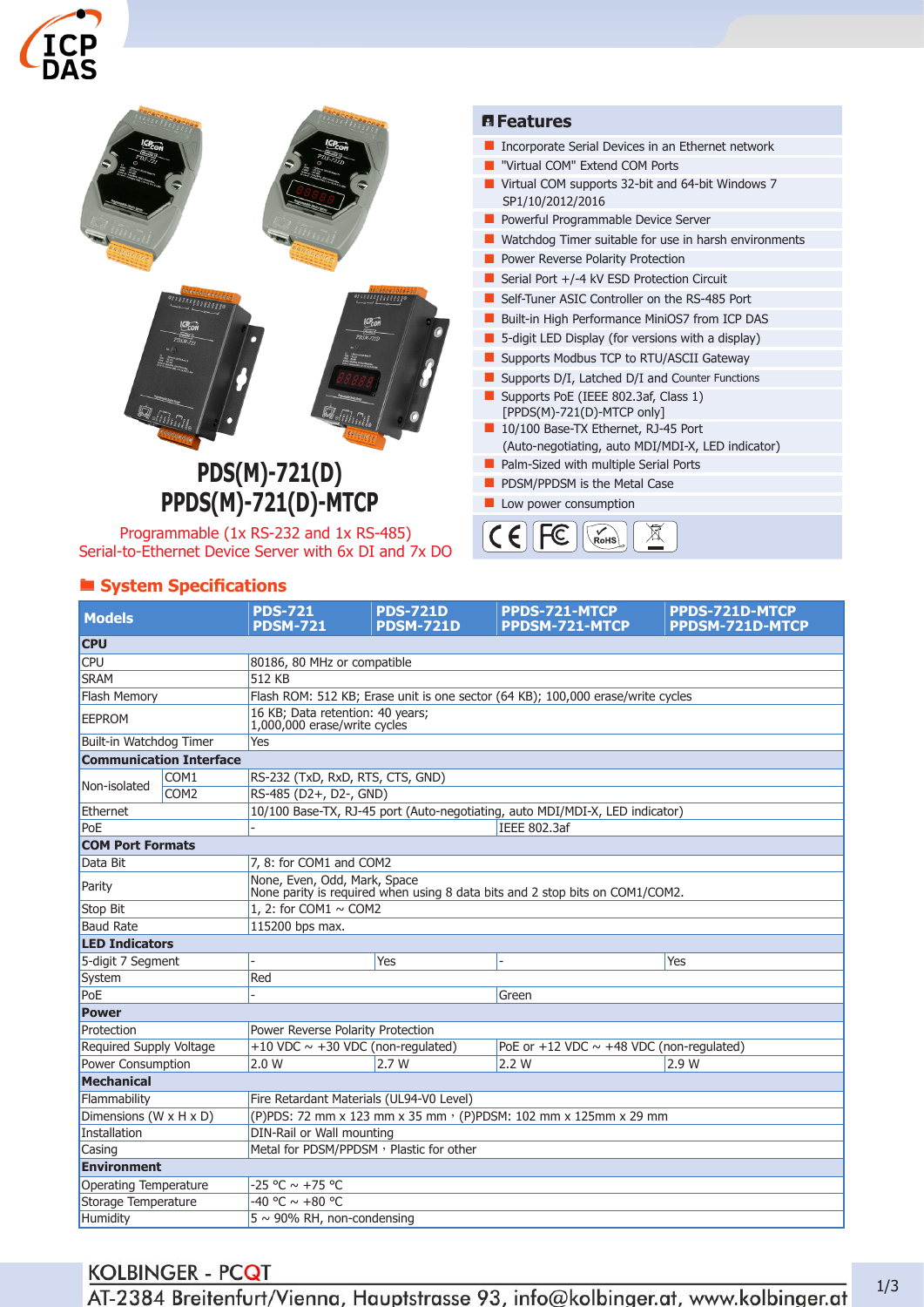# PDS(M)-721(D)
# PPDS(M)-721(D)-MTCP

Programmable (1x RS-232 and 1x RS-485)
Serial-to-Ethernet Device Server with 6x DI and 7x DO

## Features

- Incorporate Serial Devices in an Ethernet network
- "Virtual COM" Extend COM Ports
- Virtual COM supports 32-bit and 64-bit Windows 7 SP1/10/2012/2016
- Powerful Programmable Device Server
- Watchdog Timer suitable for use in harsh environments
- Power Reverse Polarity Protection
- Serial Port +/-4 kV ESD Protection Circuit
- Self-Tuner ASIC Controller on the RS-485 Port
- Built-in High Performance MiniOS7 from ICP DAS
- 5-digit LED Display (for versions with a display)
- Supports Modbus TCP to RTU/ASCII Gateway
- Supports D/I, Latched D/I and Counter Functions
- Supports PoE (IEEE 802.3af, Class 1) [PPDS(M)-721(D)-MTCP only]
- 10/100 Base-TX Ethernet, RJ-45 Port (Auto-negotiating, auto MDI/MDI-X, LED indicator)
- Palm-Sized with multiple Serial Ports
- PDSM/PPDSM is the Metal Case
- Low power consumption

## System Specifications

| Models | | PDS-721 PDSM-721 | PDS-721D PDSM-721D | PPDS-721-MTCP PPDSM-721-MTCP | PPDS-721D-MTCP PPDSM-721D-MTCP |
|---|---|---|---|---|---|
| **CPU** | | | | | |
| CPU | | 80186, 80 MHz or compatible | | | |
| SRAM | | 512 KB | | | |
| Flash Memory | | Flash ROM: 512 KB; Erase unit is one sector (64 KB); 100,000 erase/write cycles | | | |
| EEPROM | | 16 KB; Data retention: 40 years; 1,000,000 erase/write cycles | | | |
| Built-in Watchdog Timer | | Yes | | | |
| **Communication Interface** | | | | | |
| Non-isolated | COM1 | RS-232 (TxD, RxD, RTS, CTS, GND) | | | |
| | COM2 | RS-485 (D2+, D2-, GND) | | | |
| Ethernet | | 10/100 Base-TX, RJ-45 port (Auto-negotiating, auto MDI/MDI-X, LED indicator) | | | |
| PoE | | - | | IEEE 802.3af | |
| **COM Port Formats** | | | | | |
| Data Bit | | 7, 8: for COM1 and COM2 | | | |
| Parity | | None, Even, Odd, Mark, Space<br>None parity is required when using 8 data bits and 2 stop bits on COM1/COM2. | | | |
| Stop Bit | | 1, 2: for COM1 ~ COM2 | | | |
| Baud Rate | | 115200 bps max. | | | |
| **LED Indicators** | | | | | |
| 5-digit 7 Segment | | - | Yes | - | Yes |
| System | | Red | | | |
| PoE | | - | | Green | |
| **Power** | | | | | |
| Protection | | Power Reverse Polarity Protection | | | |
| Required Supply Voltage | | +10 VDC ~ +30 VDC (non-regulated) | | PoE or +12 VDC ~ +48 VDC (non-regulated) | |
| Power Consumption | | 2.0 W | 2.7 W | 2.2 W | 2.9 W |
| **Mechanical** | | | | | |
| Flammability | | Fire Retardant Materials (UL94-V0 Level) | | | |
| Dimensions (W x H x D) | | (P)PDS: 72 mm x 123 mm x 35 mm，(P)PDSM: 102 mm x 125mm x 29 mm | | | |
| Installation | | DIN-Rail or Wall mounting | | | |
| Casing | | Metal for PDSM/PPDSM，Plastic for other | | | |
| **Environment** | | | | | |
| Operating Temperature | | -25 °C ~ +75 °C | | | |
| Storage Temperature | | -40 °C ~ +80 °C | | | |
| Humidity | | 5 ~ 90% RH, non-condensing | | | |

KOLBINGER - PCQT
AT-2384 Breitenfurt/Vienna, Hauptstrasse 93, info@kolbinger.at, www.kolbinger.at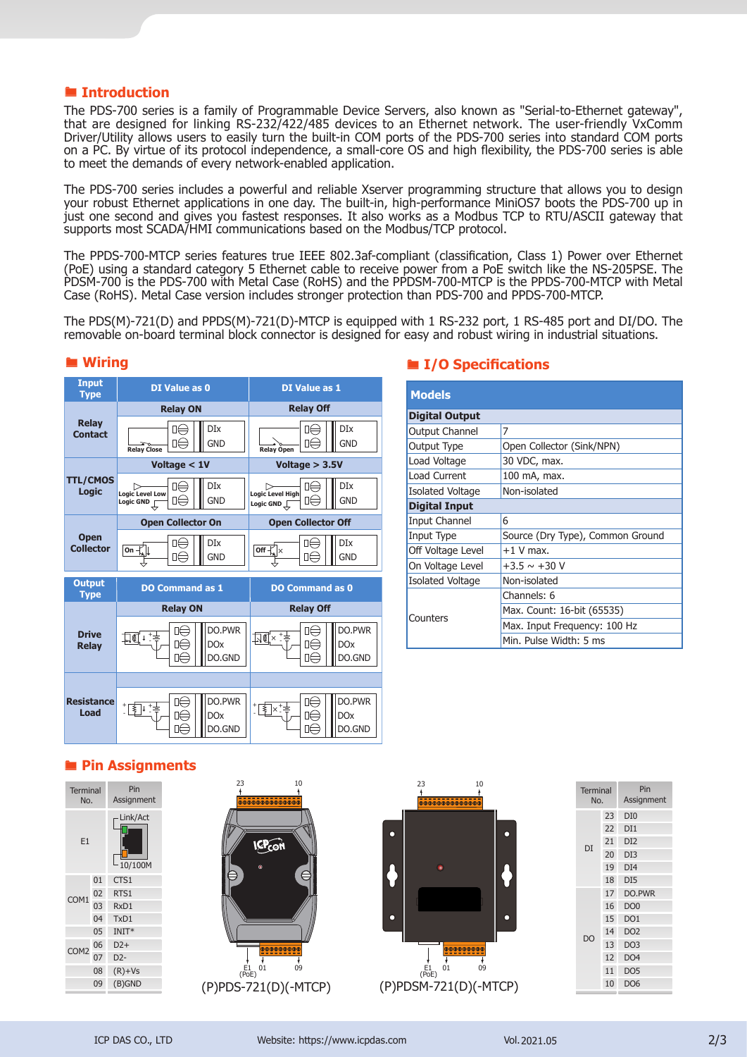## Introduction

The PDS-700 series is a family of Programmable Device Servers, also known as "Serial-to-Ethernet gateway", that are designed for linking RS-232/422/485 devices to an Ethernet network. The user-friendly VxComm Driver/Utility allows users to easily turn the built-in COM ports of the PDS-700 series into standard COM ports on a PC. By virtue of its protocol independence, a small-core OS and high flexibility, the PDS-700 series is able to meet the demands of every network-enabled application.

The PDS-700 series includes a powerful and reliable Xserver programming structure that allows you to design your robust Ethernet applications in one day. The built-in, high-performance MiniOS7 boots the PDS-700 up in just one second and gives you fastest responses. It also works as a Modbus TCP to RTU/ASCII gateway that supports most SCADA/HMI communications based on the Modbus/TCP protocol.

The PPDS-700-MTCP series features true IEEE 802.3af-compliant (classification, Class 1) Power over Ethernet (PoE) using a standard category 5 Ethernet cable to receive power from a PoE switch like the NS-205PSE. The PDSM-700 is the PDS-700 with Metal Case (RoHS) and the PPDSM-700-MTCP is the PPDS-700-MTCP with Metal Case (RoHS). Metal Case version includes stronger protection than PDS-700 and PPDS-700-MTCP.

The PDS(M)-721(D) and PPDS(M)-721(D)-MTCP is equipped with 1 RS-232 port, 1 RS-485 port and DI/DO. The removable on-board terminal block connector is designed for easy and robust wiring in industrial situations.

## Wiring

| Input Type | DI Value as 0 | DI Value as 1 |
|---|---|---|
| Relay Contact | Relay ON (Relay Close → DIx, GND) | Relay Off (Relay Open → DIx, GND) |
| TTL/CMOS Logic | Voltage < 1V (Logic Level Low, Logic GND → DIx, GND) | Voltage > 3.5V (Logic Level High, Logic GND → DIx, GND) |
| Open Collector | Open Collector On (On → DIx, GND) | Open Collector Off (Off → DIx, GND) |

| Output Type | DO Command as 1 | DO Command as 0 |
|---|---|---|
| Drive Relay | Relay ON (DO.PWR, DOx, DO.GND) | Relay Off (DO.PWR, DOx, DO.GND) |
| Resistance Load | DO.PWR, DOx, DO.GND | DO.PWR, DOx, DO.GND |

## I/O Specifications

| Models | |
|---|---|
| **Digital Output** | |
| Output Channel | 7 |
| Output Type | Open Collector (Sink/NPN) |
| Load Voltage | 30 VDC, max. |
| Load Current | 100 mA, max. |
| Isolated Voltage | Non-isolated |
| **Digital Input** | |
| Input Channel | 6 |
| Input Type | Source (Dry Type), Common Ground |
| Off Voltage Level | +1 V max. |
| On Voltage Level | +3.5 ~ +30 V |
| Isolated Voltage | Non-isolated |
| Counters | Channels: 6 |
| | Max. Count: 16-bit (65535) |
| | Max. Input Frequency: 100 Hz |
| | Min. Pulse Width: 5 ms |

## Pin Assignments

| Terminal No. | | Pin Assignment |
|---|---|---|
| E1 | | Link/Act, 10/100M |
| COM1 | 01 | CTS1 |
| | 02 | RTS1 |
| | 03 | RxD1 |
| | 04 | TxD1 |
| | 05 | INIT* |
| COM2 | 06 | D2+ |
| | 07 | D2- |
| | 08 | (R)+Vs |
| | 09 | (B)GND |

(P)PDS-721(D)(-MTCP)

(P)PDSM-721(D)(-MTCP)

| Terminal No. | | Pin Assignment |
|---|---|---|
| DI | 23 | DI0 |
| | 22 | DI1 |
| | 21 | DI2 |
| | 20 | DI3 |
| | 19 | DI4 |
| | 18 | DI5 |
| DO | 17 | DO.PWR |
| | 16 | DO0 |
| | 15 | DO1 |
| | 14 | DO2 |
| | 13 | DO3 |
| | 12 | DO4 |
| | 11 | DO5 |
| | 10 | DO6 |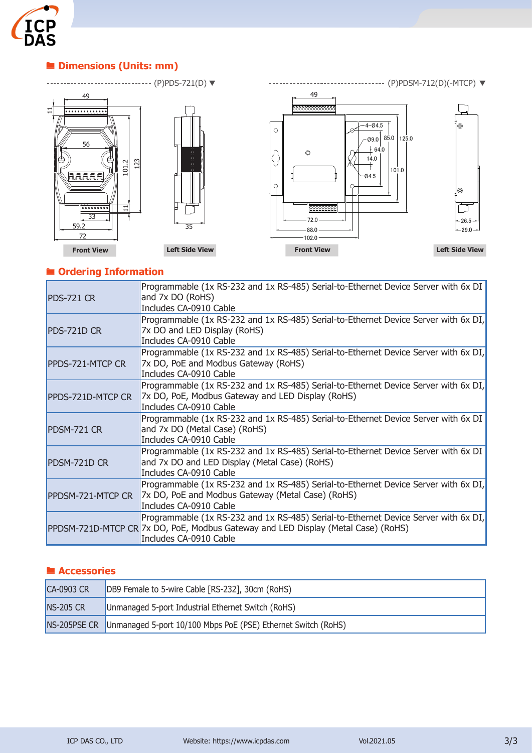## Dimensions (Units: mm)

(P)PDS-721(D) ▼

49
11
56
101.2
123
11
33
59.2
72
35

Front View

Left Side View

(P)PDSM-712(D)(-MTCP) ▼

49
4-Ø4.5
Ø9.0
85.0
125.0
64.0
14.0
Ø4.5
101.0
72.0
88.0
102.0
26.5
29.0

Front View

Left Side View

## Ordering Information

| | |
|---|---|
| PDS-721 CR | Programmable (1x RS-232 and 1x RS-485) Serial-to-Ethernet Device Server with 6x DI and 7x DO (RoHS)<br>Includes CA-0910 Cable |
| PDS-721D CR | Programmable (1x RS-232 and 1x RS-485) Serial-to-Ethernet Device Server with 6x DI, 7x DO and LED Display (RoHS)<br>Includes CA-0910 Cable |
| PPDS-721-MTCP CR | Programmable (1x RS-232 and 1x RS-485) Serial-to-Ethernet Device Server with 6x DI, 7x DO, PoE and Modbus Gateway (RoHS)<br>Includes CA-0910 Cable |
| PPDS-721D-MTCP CR | Programmable (1x RS-232 and 1x RS-485) Serial-to-Ethernet Device Server with 6x DI, 7x DO, PoE, Modbus Gateway and LED Display (RoHS)<br>Includes CA-0910 Cable |
| PDSM-721 CR | Programmable (1x RS-232 and 1x RS-485) Serial-to-Ethernet Device Server with 6x DI and 7x DO (Metal Case) (RoHS)<br>Includes CA-0910 Cable |
| PDSM-721D CR | Programmable (1x RS-232 and 1x RS-485) Serial-to-Ethernet Device Server with 6x DI and 7x DO and LED Display (Metal Case) (RoHS)<br>Includes CA-0910 Cable |
| PPDSM-721-MTCP CR | Programmable (1x RS-232 and 1x RS-485) Serial-to-Ethernet Device Server with 6x DI, 7x DO, PoE and Modbus Gateway (Metal Case) (RoHS)<br>Includes CA-0910 Cable |
| PPDSM-721D-MTCP CR | Programmable (1x RS-232 and 1x RS-485) Serial-to-Ethernet Device Server with 6x DI, 7x DO, PoE, Modbus Gateway and LED Display (Metal Case) (RoHS)<br>Includes CA-0910 Cable |

## Accessories

| | |
|---|---|
| CA-0903 CR | DB9 Female to 5-wire Cable [RS-232], 30cm (RoHS) |
| NS-205 CR | Unmanaged 5-port Industrial Ethernet Switch (RoHS) |
| NS-205PSE CR | Unmanaged 5-port 10/100 Mbps PoE (PSE) Ethernet Switch (RoHS) |